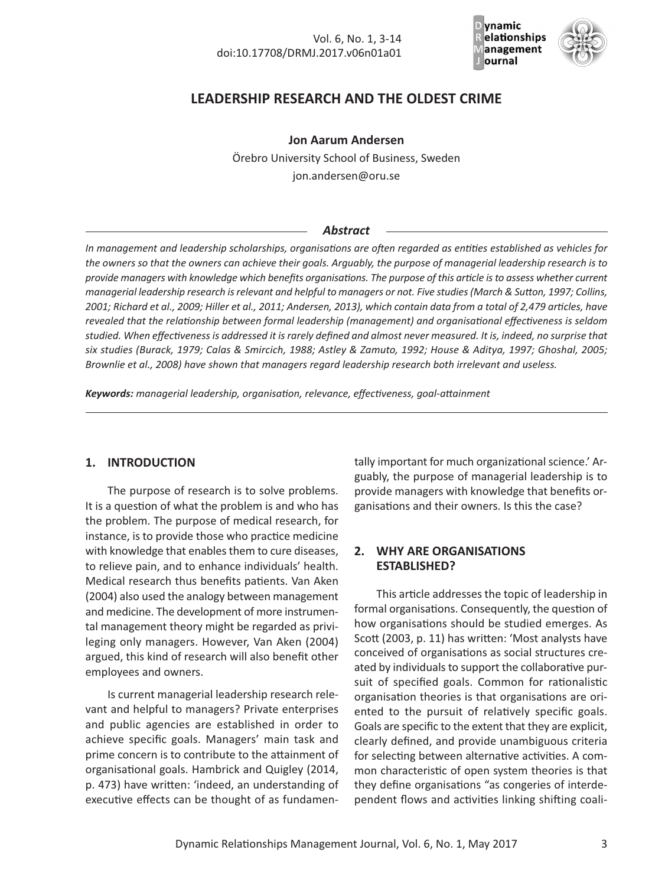# LEADERSHIP RESEARCH AND THE OLDEST CRIME

**Jon Aarum Andersen**

Örebro University School of Business, Sweden

jon.andersen@oru.se

### *Abstract*

*In management and leadership scholarships, organisations are often regarded as entities established as vehicles for the owners so that the owners can achieve their goals. Arguably, the purpose of managerial leadership research is to provide managers with knowledge which benefits organisations. The purpose of this article is to assess whether current managerial leadership research is relevant and helpful to managers or not. Five studies (March & Sutton, 1997; Collins, 2001; Richard et al., 2009; Hiller et al., 2011; Andersen, 2013), which contain data from a total of 2,479 articles, have revealed that the relationship between formal leadership (management) and organisational effectiveness is seldom studied. When effectiveness is addressed it is rarely defined and almost never measured. It is, indeed, no surprise that six studies (Burack, 1979; Calas & Smircich, 1988; Astley & Zamuto, 1992; House & Aditya, 1997; Ghoshal, 2005; Brownlie et al., 2008) have shown that managers regard leadership research both irrelevant and useless.*

***Keywords:*** *managerial leadership, organisation, relevance, effectiveness, goal-attainment*

## 1. INTRODUCTION

The purpose of research is to solve problems. It is a question of what the problem is and who has the problem. The purpose of medical research, for instance, is to provide those who practice medicine with knowledge that enables them to cure diseases, to relieve pain, and to enhance individuals' health. Medical research thus benefits patients. Van Aken (2004) also used the analogy between management and medicine. The development of more instrumental management theory might be regarded as privileging only managers. However, Van Aken (2004) argued, this kind of research will also benefit other employees and owners.

Is current managerial leadership research relevant and helpful to managers? Private enterprises and public agencies are established in order to achieve specific goals. Managers' main task and prime concern is to contribute to the attainment of organisational goals. Hambrick and Quigley (2014, p. 473) have written: 'indeed, an understanding of executive effects can be thought of as fundamentally important for much organizational science.' Arguably, the purpose of managerial leadership is to provide managers with knowledge that benefits organisations and their owners. Is this the case?

## 2. WHY ARE ORGANISATIONS ESTABLISHED?

This article addresses the topic of leadership in formal organisations. Consequently, the question of how organisations should be studied emerges. As Scott (2003, p. 11) has written: 'Most analysts have conceived of organisations as social structures created by individuals to support the collaborative pursuit of specified goals. Common for rationalistic organisation theories is that organisations are oriented to the pursuit of relatively specific goals. Goals are specific to the extent that they are explicit, clearly defined, and provide unambiguous criteria for selecting between alternative activities. A common characteristic of open system theories is that they define organisations "as congeries of interdependent flows and activities linking shifting coali-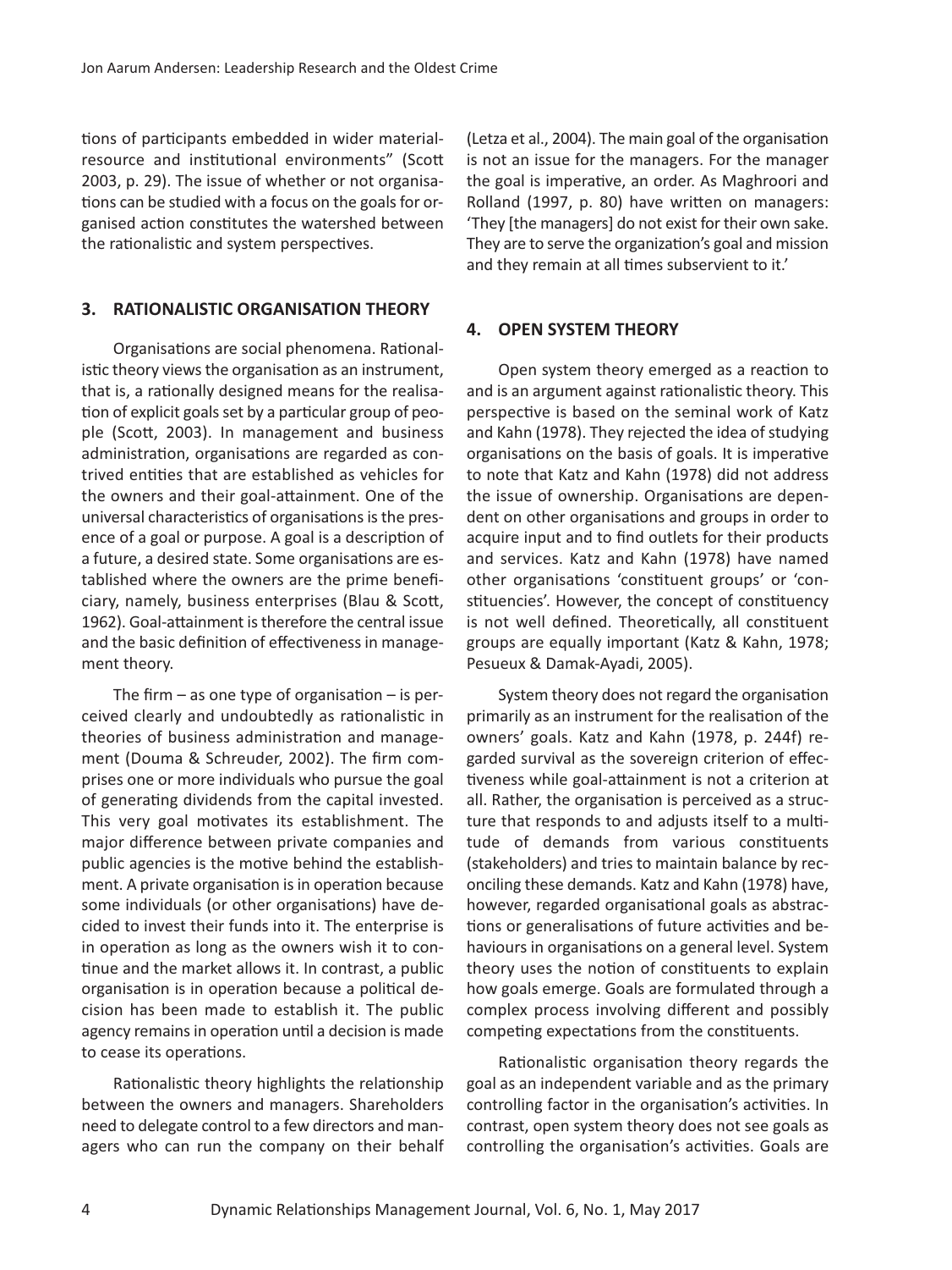tions of participants embedded in wider material-resource and institutional environments" (Scott 2003, p. 29). The issue of whether or not organisations can be studied with a focus on the goals for organised action constitutes the watershed between the rationalistic and system perspectives.

## 3. RATIONALISTIC ORGANISATION THEORY

Organisations are social phenomena. Rationalistic theory views the organisation as an instrument, that is, a rationally designed means for the realisation of explicit goals set by a particular group of people (Scott, 2003). In management and business administration, organisations are regarded as contrived entities that are established as vehicles for the owners and their goal-attainment. One of the universal characteristics of organisations is the presence of a goal or purpose. A goal is a description of a future, a desired state. Some organisations are established where the owners are the prime beneficiary, namely, business enterprises (Blau & Scott, 1962). Goal-attainment is therefore the central issue and the basic definition of effectiveness in management theory.

The firm – as one type of organisation – is perceived clearly and undoubtedly as rationalistic in theories of business administration and management (Douma & Schreuder, 2002). The firm comprises one or more individuals who pursue the goal of generating dividends from the capital invested. This very goal motivates its establishment. The major difference between private companies and public agencies is the motive behind the establishment. A private organisation is in operation because some individuals (or other organisations) have decided to invest their funds into it. The enterprise is in operation as long as the owners wish it to continue and the market allows it. In contrast, a public organisation is in operation because a political decision has been made to establish it. The public agency remains in operation until a decision is made to cease its operations.

Rationalistic theory highlights the relationship between the owners and managers. Shareholders need to delegate control to a few directors and managers who can run the company on their behalf (Letza et al., 2004). The main goal of the organisation is not an issue for the managers. For the manager the goal is imperative, an order. As Maghroori and Rolland (1997, p. 80) have written on managers: 'They [the managers] do not exist for their own sake. They are to serve the organization's goal and mission and they remain at all times subservient to it.'

## 4. OPEN SYSTEM THEORY

Open system theory emerged as a reaction to and is an argument against rationalistic theory. This perspective is based on the seminal work of Katz and Kahn (1978). They rejected the idea of studying organisations on the basis of goals. It is imperative to note that Katz and Kahn (1978) did not address the issue of ownership. Organisations are dependent on other organisations and groups in order to acquire input and to find outlets for their products and services. Katz and Kahn (1978) have named other organisations 'constituent groups' or 'constituencies'. However, the concept of constituency is not well defined. Theoretically, all constituent groups are equally important (Katz & Kahn, 1978; Pesueux & Damak-Ayadi, 2005).

System theory does not regard the organisation primarily as an instrument for the realisation of the owners' goals. Katz and Kahn (1978, p. 244f) regarded survival as the sovereign criterion of effectiveness while goal-attainment is not a criterion at all. Rather, the organisation is perceived as a structure that responds to and adjusts itself to a multitude of demands from various constituents (stakeholders) and tries to maintain balance by reconciling these demands. Katz and Kahn (1978) have, however, regarded organisational goals as abstractions or generalisations of future activities and behaviours in organisations on a general level. System theory uses the notion of constituents to explain how goals emerge. Goals are formulated through a complex process involving different and possibly competing expectations from the constituents.

Rationalistic organisation theory regards the goal as an independent variable and as the primary controlling factor in the organisation's activities. In contrast, open system theory does not see goals as controlling the organisation's activities. Goals are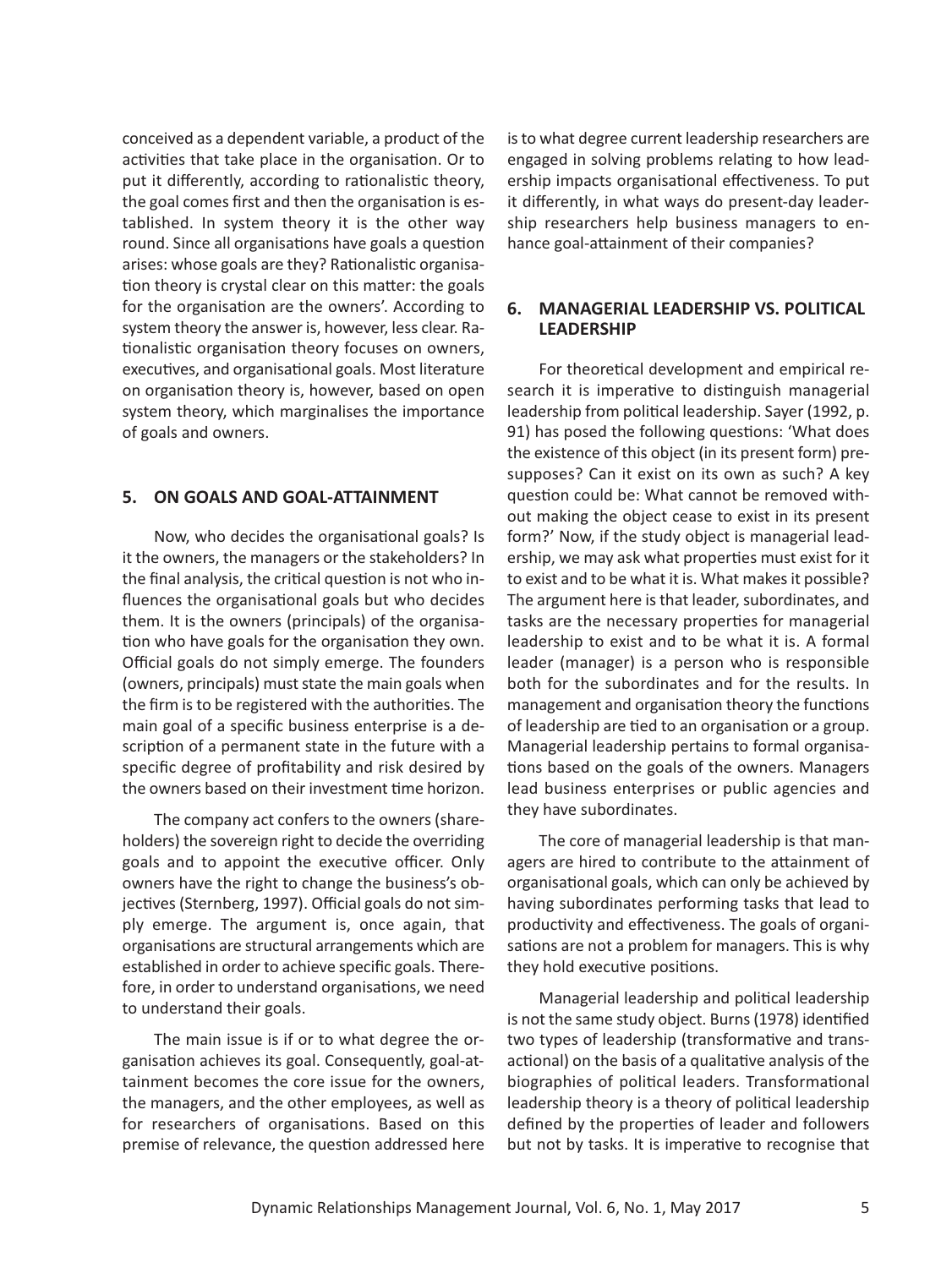conceived as a dependent variable, a product of the activities that take place in the organisation. Or to put it differently, according to rationalistic theory, the goal comes first and then the organisation is established. In system theory it is the other way round. Since all organisations have goals a question arises: whose goals are they? Rationalistic organisation theory is crystal clear on this matter: the goals for the organisation are the owners'. According to system theory the answer is, however, less clear. Rationalistic organisation theory focuses on owners, executives, and organisational goals. Most literature on organisation theory is, however, based on open system theory, which marginalises the importance of goals and owners.

## 5. ON GOALS AND GOAL-ATTAINMENT

Now, who decides the organisational goals? Is it the owners, the managers or the stakeholders? In the final analysis, the critical question is not who influences the organisational goals but who decides them. It is the owners (principals) of the organisation who have goals for the organisation they own. Official goals do not simply emerge. The founders (owners, principals) must state the main goals when the firm is to be registered with the authorities. The main goal of a specific business enterprise is a description of a permanent state in the future with a specific degree of profitability and risk desired by the owners based on their investment time horizon.

The company act confers to the owners (shareholders) the sovereign right to decide the overriding goals and to appoint the executive officer. Only owners have the right to change the business's objectives (Sternberg, 1997). Official goals do not simply emerge. The argument is, once again, that organisations are structural arrangements which are established in order to achieve specific goals. Therefore, in order to understand organisations, we need to understand their goals.

The main issue is if or to what degree the organisation achieves its goal. Consequently, goal-attainment becomes the core issue for the owners, the managers, and the other employees, as well as for researchers of organisations. Based on this premise of relevance, the question addressed here is to what degree current leadership researchers are engaged in solving problems relating to how leadership impacts organisational effectiveness. To put it differently, in what ways do present-day leadership researchers help business managers to enhance goal-attainment of their companies?

## 6. MANAGERIAL LEADERSHIP VS. POLITICAL LEADERSHIP

For theoretical development and empirical research it is imperative to distinguish managerial leadership from political leadership. Sayer (1992, p. 91) has posed the following questions: 'What does the existence of this object (in its present form) presupposes? Can it exist on its own as such? A key question could be: What cannot be removed without making the object cease to exist in its present form?' Now, if the study object is managerial leadership, we may ask what properties must exist for it to exist and to be what it is. What makes it possible? The argument here is that leader, subordinates, and tasks are the necessary properties for managerial leadership to exist and to be what it is. A formal leader (manager) is a person who is responsible both for the subordinates and for the results. In management and organisation theory the functions of leadership are tied to an organisation or a group. Managerial leadership pertains to formal organisations based on the goals of the owners. Managers lead business enterprises or public agencies and they have subordinates.

The core of managerial leadership is that managers are hired to contribute to the attainment of organisational goals, which can only be achieved by having subordinates performing tasks that lead to productivity and effectiveness. The goals of organisations are not a problem for managers. This is why they hold executive positions.

Managerial leadership and political leadership is not the same study object. Burns (1978) identified two types of leadership (transformative and transactional) on the basis of a qualitative analysis of the biographies of political leaders. Transformational leadership theory is a theory of political leadership defined by the properties of leader and followers but not by tasks. It is imperative to recognise that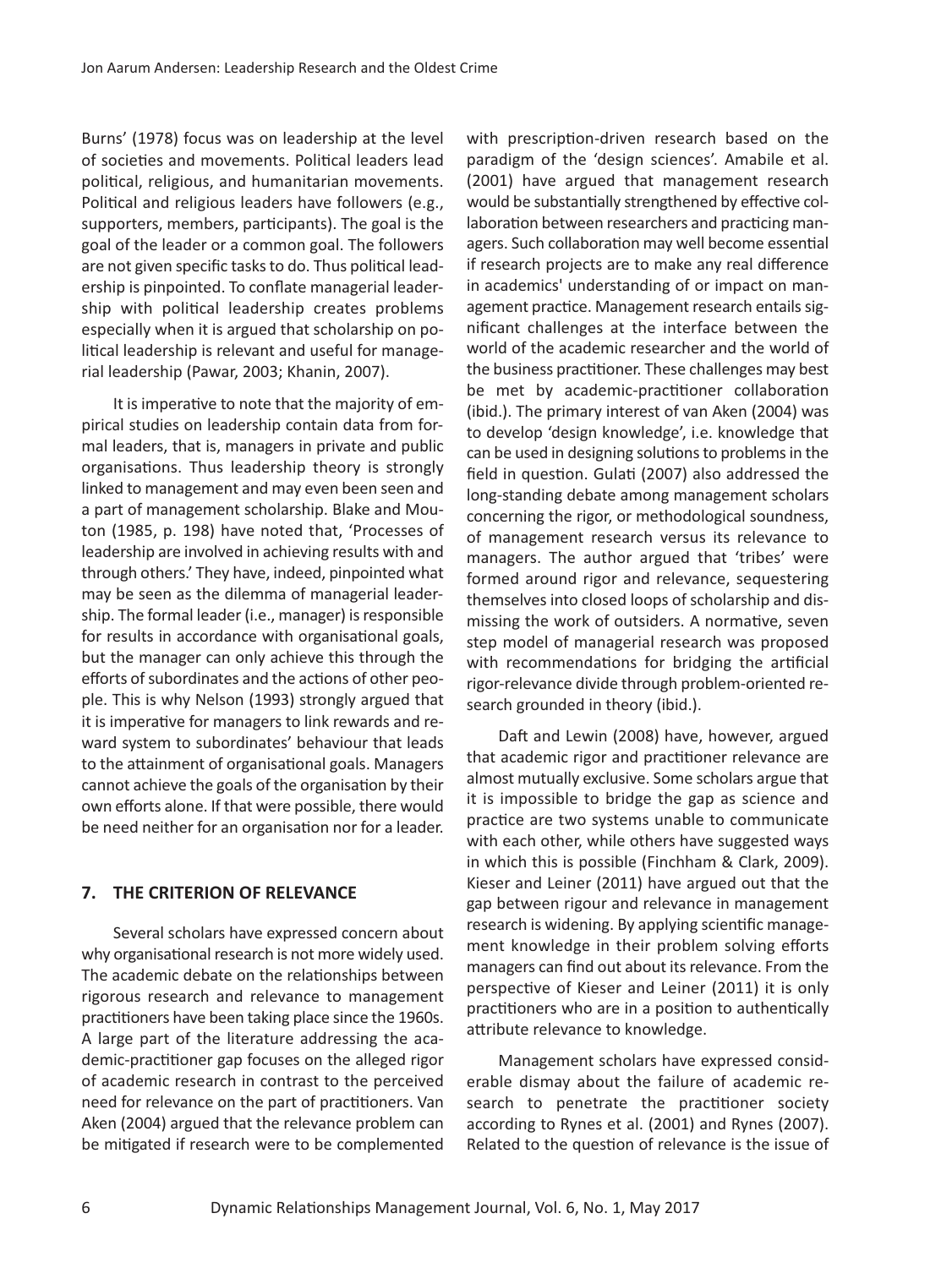Burns' (1978) focus was on leadership at the level of societies and movements. Political leaders lead political, religious, and humanitarian movements. Political and religious leaders have followers (e.g., supporters, members, participants). The goal is the goal of the leader or a common goal. The followers are not given specific tasks to do. Thus political leadership is pinpointed. To conflate managerial leadership with political leadership creates problems especially when it is argued that scholarship on political leadership is relevant and useful for managerial leadership (Pawar, 2003; Khanin, 2007).

It is imperative to note that the majority of empirical studies on leadership contain data from formal leaders, that is, managers in private and public organisations. Thus leadership theory is strongly linked to management and may even been seen and a part of management scholarship. Blake and Mouton (1985, p. 198) have noted that, 'Processes of leadership are involved in achieving results with and through others.' They have, indeed, pinpointed what may be seen as the dilemma of managerial leadership. The formal leader (i.e., manager) is responsible for results in accordance with organisational goals, but the manager can only achieve this through the efforts of subordinates and the actions of other people. This is why Nelson (1993) strongly argued that it is imperative for managers to link rewards and reward system to subordinates' behaviour that leads to the attainment of organisational goals. Managers cannot achieve the goals of the organisation by their own efforts alone. If that were possible, there would be need neither for an organisation nor for a leader.

## 7. THE CRITERION OF RELEVANCE

Several scholars have expressed concern about why organisational research is not more widely used. The academic debate on the relationships between rigorous research and relevance to management practitioners have been taking place since the 1960s. A large part of the literature addressing the academic-practitioner gap focuses on the alleged rigor of academic research in contrast to the perceived need for relevance on the part of practitioners. Van Aken (2004) argued that the relevance problem can be mitigated if research were to be complemented with prescription-driven research based on the paradigm of the 'design sciences'. Amabile et al. (2001) have argued that management research would be substantially strengthened by effective collaboration between researchers and practicing managers. Such collaboration may well become essential if research projects are to make any real difference in academics' understanding of or impact on management practice. Management research entails significant challenges at the interface between the world of the academic researcher and the world of the business practitioner. These challenges may best be met by academic-practitioner collaboration (ibid.). The primary interest of van Aken (2004) was to develop 'design knowledge', i.e. knowledge that can be used in designing solutions to problems in the field in question. Gulati (2007) also addressed the long-standing debate among management scholars concerning the rigor, or methodological soundness, of management research versus its relevance to managers. The author argued that 'tribes' were formed around rigor and relevance, sequestering themselves into closed loops of scholarship and dismissing the work of outsiders. A normative, seven step model of managerial research was proposed with recommendations for bridging the artificial rigor-relevance divide through problem-oriented research grounded in theory (ibid.).

Daft and Lewin (2008) have, however, argued that academic rigor and practitioner relevance are almost mutually exclusive. Some scholars argue that it is impossible to bridge the gap as science and practice are two systems unable to communicate with each other, while others have suggested ways in which this is possible (Finchham & Clark, 2009). Kieser and Leiner (2011) have argued out that the gap between rigour and relevance in management research is widening. By applying scientific management knowledge in their problem solving efforts managers can find out about its relevance. From the perspective of Kieser and Leiner (2011) it is only practitioners who are in a position to authentically attribute relevance to knowledge.

Management scholars have expressed considerable dismay about the failure of academic research to penetrate the practitioner society according to Rynes et al. (2001) and Rynes (2007). Related to the question of relevance is the issue of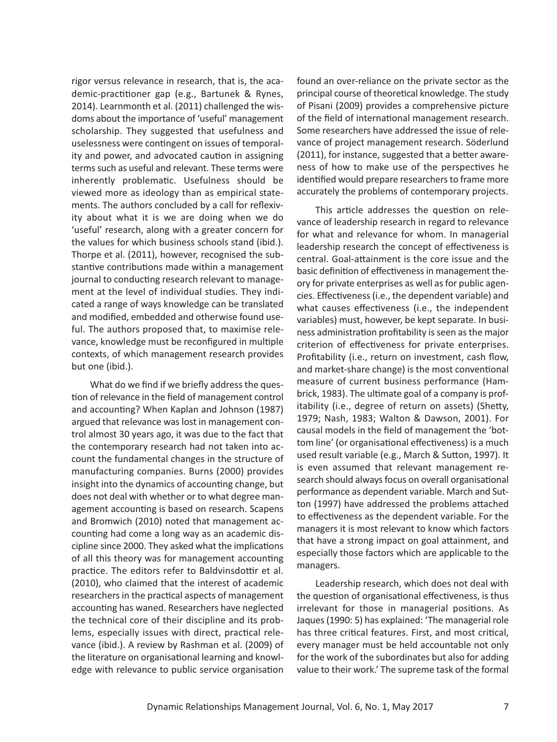rigor versus relevance in research, that is, the academic-practitioner gap (e.g., Bartunek & Rynes, 2014). Learnmonth et al. (2011) challenged the wisdoms about the importance of 'useful' management scholarship. They suggested that usefulness and uselessness were contingent on issues of temporality and power, and advocated caution in assigning terms such as useful and relevant. These terms were inherently problematic. Usefulness should be viewed more as ideology than as empirical statements. The authors concluded by a call for reflexivity about what it is we are doing when we do 'useful' research, along with a greater concern for the values for which business schools stand (ibid.). Thorpe et al. (2011), however, recognised the substantive contributions made within a management journal to conducting research relevant to management at the level of individual studies. They indicated a range of ways knowledge can be translated and modified, embedded and otherwise found useful. The authors proposed that, to maximise relevance, knowledge must be reconfigured in multiple contexts, of which management research provides but one (ibid.).

What do we find if we briefly address the question of relevance in the field of management control and accounting? When Kaplan and Johnson (1987) argued that relevance was lost in management control almost 30 years ago, it was due to the fact that the contemporary research had not taken into account the fundamental changes in the structure of manufacturing companies. Burns (2000) provides insight into the dynamics of accounting change, but does not deal with whether or to what degree management accounting is based on research. Scapens and Bromwich (2010) noted that management accounting had come a long way as an academic discipline since 2000. They asked what the implications of all this theory was for management accounting practice. The editors refer to Baldvinsdottir et al. (2010), who claimed that the interest of academic researchers in the practical aspects of management accounting has waned. Researchers have neglected the technical core of their discipline and its problems, especially issues with direct, practical relevance (ibid.). A review by Rashman et al. (2009) of the literature on organisational learning and knowledge with relevance to public service organisation found an over-reliance on the private sector as the principal course of theoretical knowledge. The study of Pisani (2009) provides a comprehensive picture of the field of international management research. Some researchers have addressed the issue of relevance of project management research. Söderlund (2011), for instance, suggested that a better awareness of how to make use of the perspectives he identified would prepare researchers to frame more accurately the problems of contemporary projects.

This article addresses the question on relevance of leadership research in regard to relevance for what and relevance for whom. In managerial leadership research the concept of effectiveness is central. Goal-attainment is the core issue and the basic definition of effectiveness in management theory for private enterprises as well as for public agencies. Effectiveness (i.e., the dependent variable) and what causes effectiveness (i.e., the independent variables) must, however, be kept separate. In business administration profitability is seen as the major criterion of effectiveness for private enterprises. Profitability (i.e., return on investment, cash flow, and market-share change) is the most conventional measure of current business performance (Hambrick, 1983). The ultimate goal of a company is profitability (i.e., degree of return on assets) (Shetty, 1979; Nash, 1983; Walton & Dawson, 2001). For causal models in the field of management the 'bottom line' (or organisational effectiveness) is a much used result variable (e.g., March & Sutton, 1997). It is even assumed that relevant management research should always focus on overall organisational performance as dependent variable. March and Sutton (1997) have addressed the problems attached to effectiveness as the dependent variable. For the managers it is most relevant to know which factors that have a strong impact on goal attainment, and especially those factors which are applicable to the managers.

Leadership research, which does not deal with the question of organisational effectiveness, is thus irrelevant for those in managerial positions. As Jaques (1990: 5) has explained: 'The managerial role has three critical features. First, and most critical, every manager must be held accountable not only for the work of the subordinates but also for adding value to their work.' The supreme task of the formal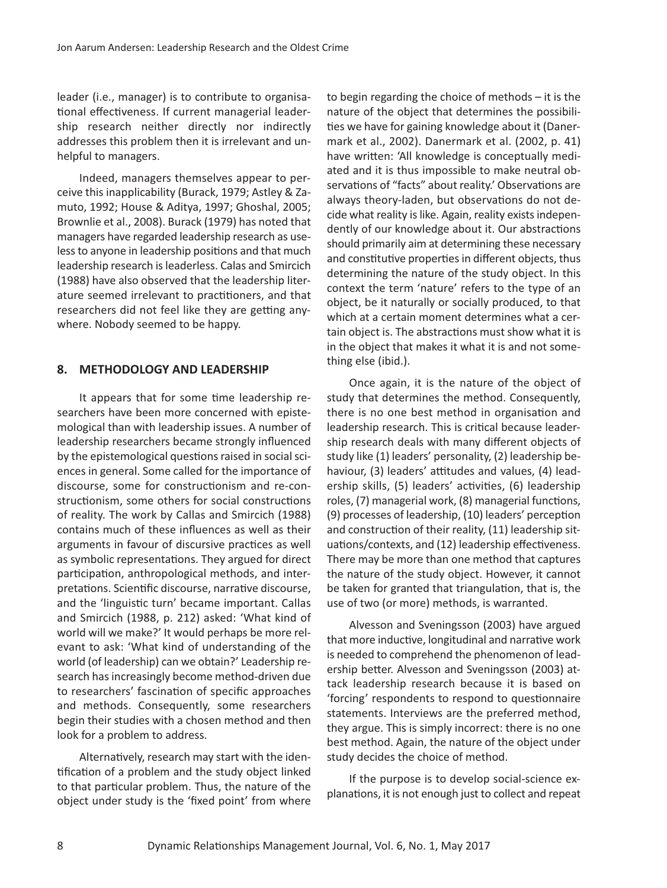leader (i.e., manager) is to contribute to organisational effectiveness. If current managerial leadership research neither directly nor indirectly addresses this problem then it is irrelevant and unhelpful to managers.

Indeed, managers themselves appear to perceive this inapplicability (Burack, 1979; Astley & Zamuto, 1992; House & Aditya, 1997; Ghoshal, 2005; Brownlie et al., 2008). Burack (1979) has noted that managers have regarded leadership research as useless to anyone in leadership positions and that much leadership research is leaderless. Calas and Smircich (1988) have also observed that the leadership literature seemed irrelevant to practitioners, and that researchers did not feel like they are getting anywhere. Nobody seemed to be happy.

## 8. METHODOLOGY AND LEADERSHIP

It appears that for some time leadership researchers have been more concerned with epistemological than with leadership issues. A number of leadership researchers became strongly influenced by the epistemological questions raised in social sciences in general. Some called for the importance of discourse, some for constructionism and re-constructionism, some others for social constructions of reality. The work by Callas and Smircich (1988) contains much of these influences as well as their arguments in favour of discursive practices as well as symbolic representations. They argued for direct participation, anthropological methods, and interpretations. Scientific discourse, narrative discourse, and the 'linguistic turn' became important. Callas and Smircich (1988, p. 212) asked: 'What kind of world will we make?' It would perhaps be more relevant to ask: 'What kind of understanding of the world (of leadership) can we obtain?' Leadership research has increasingly become method-driven due to researchers' fascination of specific approaches and methods. Consequently, some researchers begin their studies with a chosen method and then look for a problem to address.

Alternatively, research may start with the identification of a problem and the study object linked to that particular problem. Thus, the nature of the object under study is the 'fixed point' from where to begin regarding the choice of methods – it is the nature of the object that determines the possibilities we have for gaining knowledge about it (Danermark et al., 2002). Danermark et al. (2002, p. 41) have written: 'All knowledge is conceptually mediated and it is thus impossible to make neutral observations of "facts" about reality.' Observations are always theory-laden, but observations do not decide what reality is like. Again, reality exists independently of our knowledge about it. Our abstractions should primarily aim at determining these necessary and constitutive properties in different objects, thus determining the nature of the study object. In this context the term 'nature' refers to the type of an object, be it naturally or socially produced, to that which at a certain moment determines what a certain object is. The abstractions must show what it is in the object that makes it what it is and not something else (ibid.).

Once again, it is the nature of the object of study that determines the method. Consequently, there is no one best method in organisation and leadership research. This is critical because leadership research deals with many different objects of study like (1) leaders' personality, (2) leadership behaviour, (3) leaders' attitudes and values, (4) leadership skills, (5) leaders' activities, (6) leadership roles, (7) managerial work, (8) managerial functions, (9) processes of leadership, (10) leaders' perception and construction of their reality, (11) leadership situations/contexts, and (12) leadership effectiveness. There may be more than one method that captures the nature of the study object. However, it cannot be taken for granted that triangulation, that is, the use of two (or more) methods, is warranted.

Alvesson and Sveningsson (2003) have argued that more inductive, longitudinal and narrative work is needed to comprehend the phenomenon of leadership better. Alvesson and Sveningsson (2003) attack leadership research because it is based on 'forcing' respondents to respond to questionnaire statements. Interviews are the preferred method, they argue. This is simply incorrect: there is no one best method. Again, the nature of the object under study decides the choice of method.

If the purpose is to develop social-science explanations, it is not enough just to collect and repeat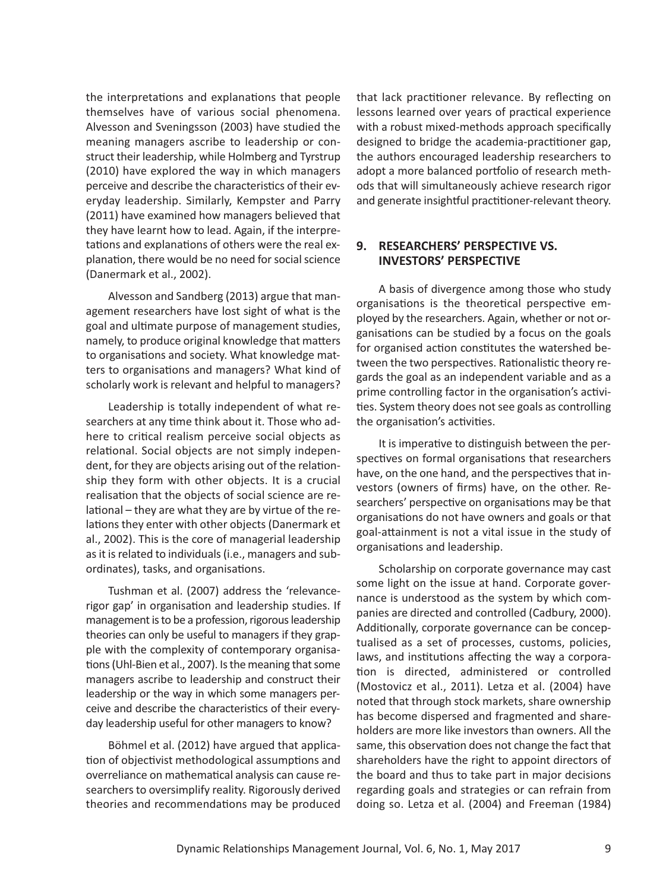the interpretations and explanations that people themselves have of various social phenomena. Alvesson and Sveningsson (2003) have studied the meaning managers ascribe to leadership or construct their leadership, while Holmberg and Tyrstrup (2010) have explored the way in which managers perceive and describe the characteristics of their everyday leadership. Similarly, Kempster and Parry (2011) have examined how managers believed that they have learnt how to lead. Again, if the interpretations and explanations of others were the real explanation, there would be no need for social science (Danermark et al., 2002).

Alvesson and Sandberg (2013) argue that management researchers have lost sight of what is the goal and ultimate purpose of management studies, namely, to produce original knowledge that matters to organisations and society. What knowledge matters to organisations and managers? What kind of scholarly work is relevant and helpful to managers?

Leadership is totally independent of what researchers at any time think about it. Those who adhere to critical realism perceive social objects as relational. Social objects are not simply independent, for they are objects arising out of the relationship they form with other objects. It is a crucial realisation that the objects of social science are relational – they are what they are by virtue of the relations they enter with other objects (Danermark et al., 2002). This is the core of managerial leadership as it is related to individuals (i.e., managers and subordinates), tasks, and organisations.

Tushman et al. (2007) address the 'relevance-rigor gap' in organisation and leadership studies. If management is to be a profession, rigorous leadership theories can only be useful to managers if they grapple with the complexity of contemporary organisations (Uhl-Bien et al., 2007). Is the meaning that some managers ascribe to leadership and construct their leadership or the way in which some managers perceive and describe the characteristics of their everyday leadership useful for other managers to know?

Böhmel et al. (2012) have argued that application of objectivist methodological assumptions and overreliance on mathematical analysis can cause researchers to oversimplify reality. Rigorously derived theories and recommendations may be produced that lack practitioner relevance. By reflecting on lessons learned over years of practical experience with a robust mixed-methods approach specifically designed to bridge the academia-practitioner gap, the authors encouraged leadership researchers to adopt a more balanced portfolio of research methods that will simultaneously achieve research rigor and generate insightful practitioner-relevant theory.

## 9. RESEARCHERS' PERSPECTIVE VS. INVESTORS' PERSPECTIVE

A basis of divergence among those who study organisations is the theoretical perspective employed by the researchers. Again, whether or not organisations can be studied by a focus on the goals for organised action constitutes the watershed between the two perspectives. Rationalistic theory regards the goal as an independent variable and as a prime controlling factor in the organisation's activities. System theory does not see goals as controlling the organisation's activities.

It is imperative to distinguish between the perspectives on formal organisations that researchers have, on the one hand, and the perspectives that investors (owners of firms) have, on the other. Researchers' perspective on organisations may be that organisations do not have owners and goals or that goal-attainment is not a vital issue in the study of organisations and leadership.

Scholarship on corporate governance may cast some light on the issue at hand. Corporate governance is understood as the system by which companies are directed and controlled (Cadbury, 2000). Additionally, corporate governance can be conceptualised as a set of processes, customs, policies, laws, and institutions affecting the way a corporation is directed, administered or controlled (Mostovicz et al., 2011). Letza et al. (2004) have noted that through stock markets, share ownership has become dispersed and fragmented and shareholders are more like investors than owners. All the same, this observation does not change the fact that shareholders have the right to appoint directors of the board and thus to take part in major decisions regarding goals and strategies or can refrain from doing so. Letza et al. (2004) and Freeman (1984)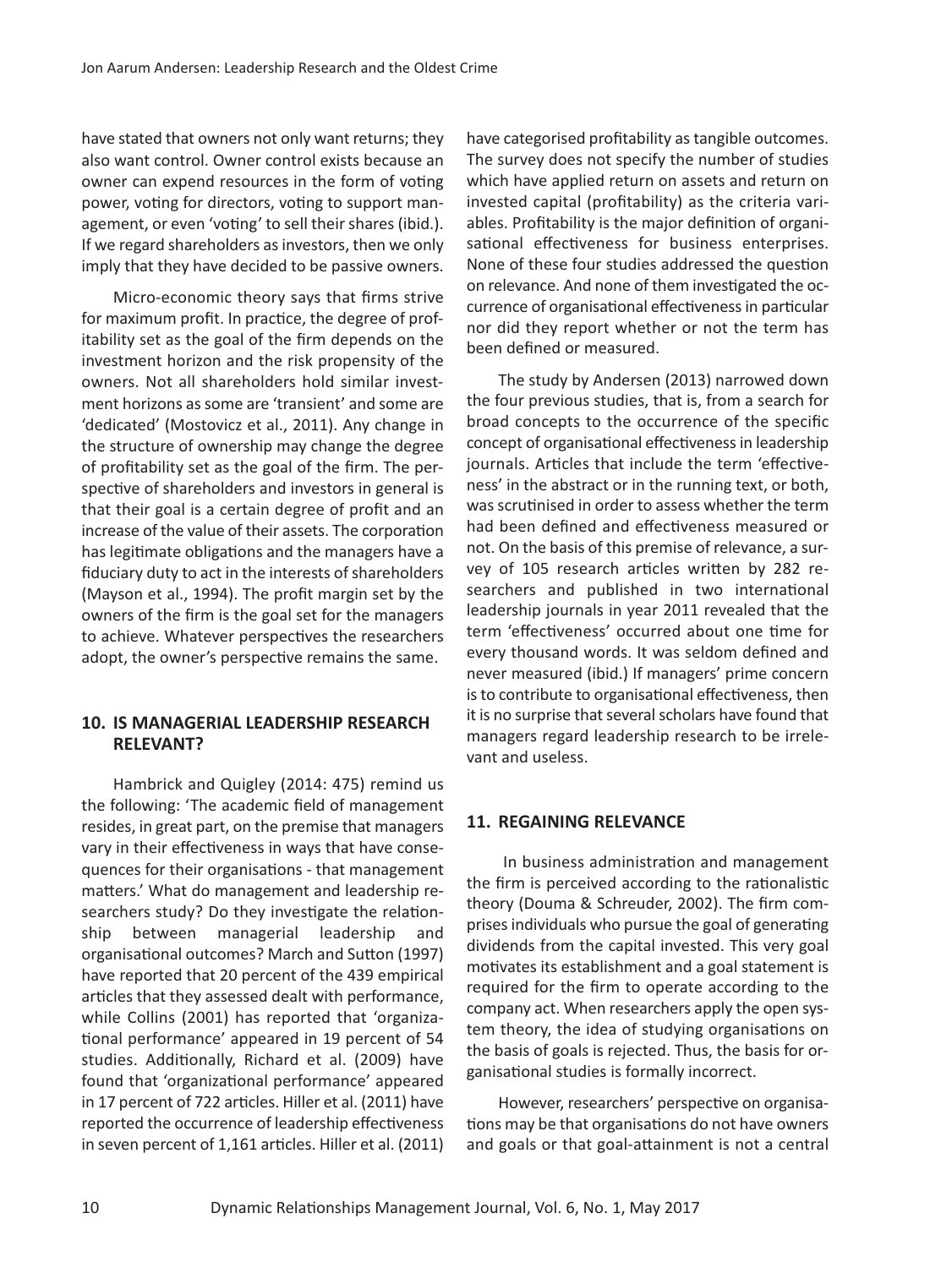have stated that owners not only want returns; they also want control. Owner control exists because an owner can expend resources in the form of voting power, voting for directors, voting to support management, or even 'voting' to sell their shares (ibid.). If we regard shareholders as investors, then we only imply that they have decided to be passive owners.

Micro-economic theory says that firms strive for maximum profit. In practice, the degree of profitability set as the goal of the firm depends on the investment horizon and the risk propensity of the owners. Not all shareholders hold similar investment horizons as some are 'transient' and some are 'dedicated' (Mostovicz et al., 2011). Any change in the structure of ownership may change the degree of profitability set as the goal of the firm. The perspective of shareholders and investors in general is that their goal is a certain degree of profit and an increase of the value of their assets. The corporation has legitimate obligations and the managers have a fiduciary duty to act in the interests of shareholders (Mayson et al., 1994). The profit margin set by the owners of the firm is the goal set for the managers to achieve. Whatever perspectives the researchers adopt, the owner's perspective remains the same.

## 10. IS MANAGERIAL LEADERSHIP RESEARCH RELEVANT?

Hambrick and Quigley (2014: 475) remind us the following: 'The academic field of management resides, in great part, on the premise that managers vary in their effectiveness in ways that have consequences for their organisations - that management matters.' What do management and leadership researchers study? Do they investigate the relationship between managerial leadership and organisational outcomes? March and Sutton (1997) have reported that 20 percent of the 439 empirical articles that they assessed dealt with performance, while Collins (2001) has reported that 'organizational performance' appeared in 19 percent of 54 studies. Additionally, Richard et al. (2009) have found that 'organizational performance' appeared in 17 percent of 722 articles. Hiller et al. (2011) have reported the occurrence of leadership effectiveness in seven percent of 1,161 articles. Hiller et al. (2011) have categorised profitability as tangible outcomes. The survey does not specify the number of studies which have applied return on assets and return on invested capital (profitability) as the criteria variables. Profitability is the major definition of organisational effectiveness for business enterprises. None of these four studies addressed the question on relevance. And none of them investigated the occurrence of organisational effectiveness in particular nor did they report whether or not the term has been defined or measured.

The study by Andersen (2013) narrowed down the four previous studies, that is, from a search for broad concepts to the occurrence of the specific concept of organisational effectiveness in leadership journals. Articles that include the term 'effectiveness' in the abstract or in the running text, or both, was scrutinised in order to assess whether the term had been defined and effectiveness measured or not. On the basis of this premise of relevance, a survey of 105 research articles written by 282 researchers and published in two international leadership journals in year 2011 revealed that the term 'effectiveness' occurred about one time for every thousand words. It was seldom defined and never measured (ibid.) If managers' prime concern is to contribute to organisational effectiveness, then it is no surprise that several scholars have found that managers regard leadership research to be irrelevant and useless.

## 11. REGAINING RELEVANCE

In business administration and management the firm is perceived according to the rationalistic theory (Douma & Schreuder, 2002). The firm comprises individuals who pursue the goal of generating dividends from the capital invested. This very goal motivates its establishment and a goal statement is required for the firm to operate according to the company act. When researchers apply the open system theory, the idea of studying organisations on the basis of goals is rejected. Thus, the basis for organisational studies is formally incorrect.

However, researchers' perspective on organisations may be that organisations do not have owners and goals or that goal-attainment is not a central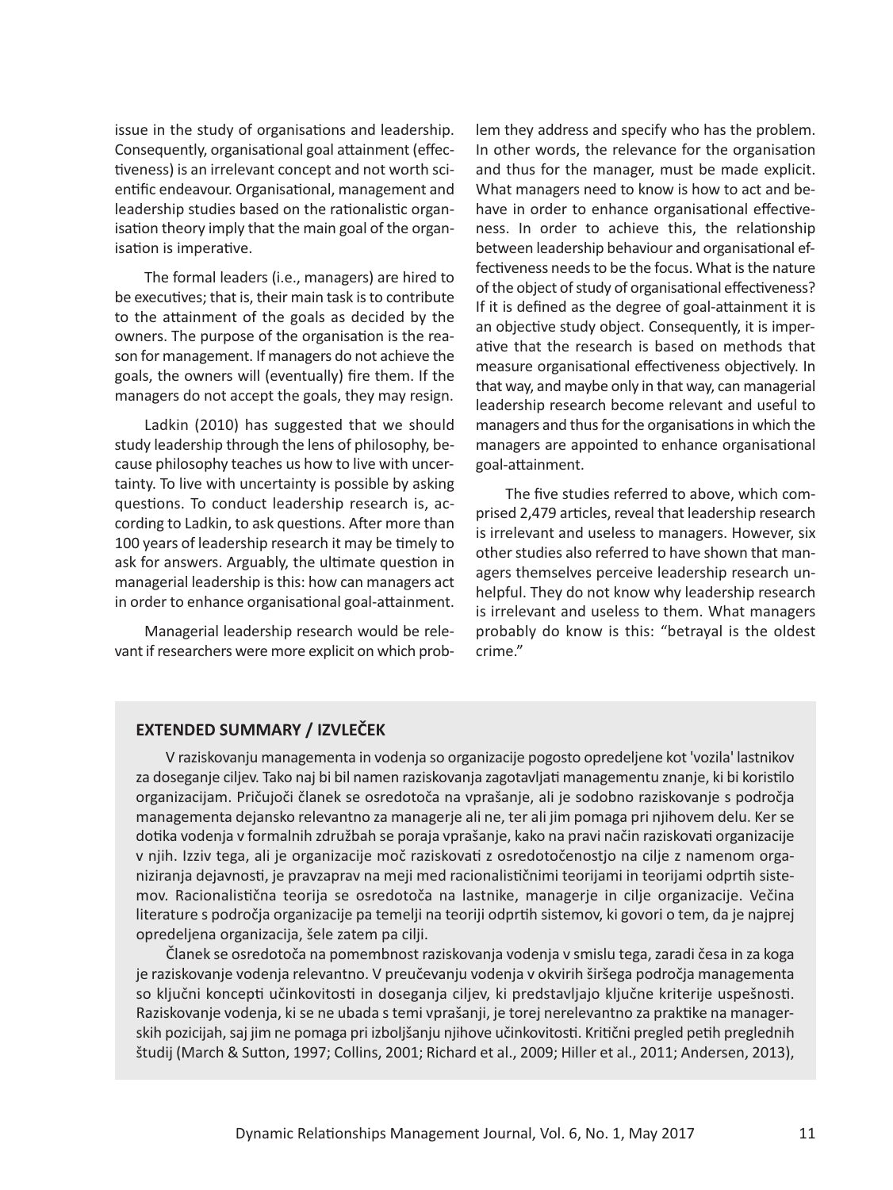issue in the study of organisations and leadership. Consequently, organisational goal attainment (effectiveness) is an irrelevant concept and not worth scientific endeavour. Organisational, management and leadership studies based on the rationalistic organisation theory imply that the main goal of the organisation is imperative.

The formal leaders (i.e., managers) are hired to be executives; that is, their main task is to contribute to the attainment of the goals as decided by the owners. The purpose of the organisation is the reason for management. If managers do not achieve the goals, the owners will (eventually) fire them. If the managers do not accept the goals, they may resign.

Ladkin (2010) has suggested that we should study leadership through the lens of philosophy, because philosophy teaches us how to live with uncertainty. To live with uncertainty is possible by asking questions. To conduct leadership research is, according to Ladkin, to ask questions. After more than 100 years of leadership research it may be timely to ask for answers. Arguably, the ultimate question in managerial leadership is this: how can managers act in order to enhance organisational goal-attainment.

Managerial leadership research would be relevant if researchers were more explicit on which problem they address and specify who has the problem. In other words, the relevance for the organisation and thus for the manager, must be made explicit. What managers need to know is how to act and behave in order to enhance organisational effectiveness. In order to achieve this, the relationship between leadership behaviour and organisational effectiveness needs to be the focus. What is the nature of the object of study of organisational effectiveness? If it is defined as the degree of goal-attainment it is an objective study object. Consequently, it is imperative that the research is based on methods that measure organisational effectiveness objectively. In that way, and maybe only in that way, can managerial leadership research become relevant and useful to managers and thus for the organisations in which the managers are appointed to enhance organisational goal-attainment.

The five studies referred to above, which comprised 2,479 articles, reveal that leadership research is irrelevant and useless to managers. However, six other studies also referred to have shown that managers themselves perceive leadership research unhelpful. They do not know why leadership research is irrelevant and useless to them. What managers probably do know is this: "betrayal is the oldest crime."

## EXTENDED SUMMARY / IZVLEČEK

V raziskovanju managementa in vodenja so organizacije pogosto opredeljene kot 'vozila' lastnikov za doseganje ciljev. Tako naj bi bil namen raziskovanja zagotavljati managementu znanje, ki bi koristilo organizacijam. Pričujoči članek se osredotoča na vprašanje, ali je sodobno raziskovanje s področja managementa dejansko relevantno za managerje ali ne, ter ali jim pomaga pri njihovem delu. Ker se dotika vodenja v formalnih združbah se poraja vprašanje, kako na pravi način raziskovati organizacije v njih. Izziv tega, ali je organizacije moč raziskovati z osredotočenostjo na cilje z namenom organiziranja dejavnosti, je pravzaprav na meji med racionalističnimi teorijami in teorijami odprtih sistemov. Racionalistična teorija se osredotoča na lastnike, managerje in cilje organizacije. Večina literature s področja organizacije pa temelji na teoriji odprtih sistemov, ki govori o tem, da je najprej opredeljena organizacija, šele zatem pa cilji.

Članek se osredotoča na pomembnost raziskovanja vodenja v smislu tega, zaradi česa in za koga je raziskovanje vodenja relevantno. V preučevanju vodenja v okvirih širšega področja managementa so ključni koncepti učinkovitosti in doseganja ciljev, ki predstavljajo ključne kriterije uspešnosti. Raziskovanje vodenja, ki se ne ubada s temi vprašanji, je torej nerelevantno za praktike na managerskih pozicijah, saj jim ne pomaga pri izboljšanju njihove učinkovitosti. Kritični pregled petih preglednih študij (March & Sutton, 1997; Collins, 2001; Richard et al., 2009; Hiller et al., 2011; Andersen, 2013),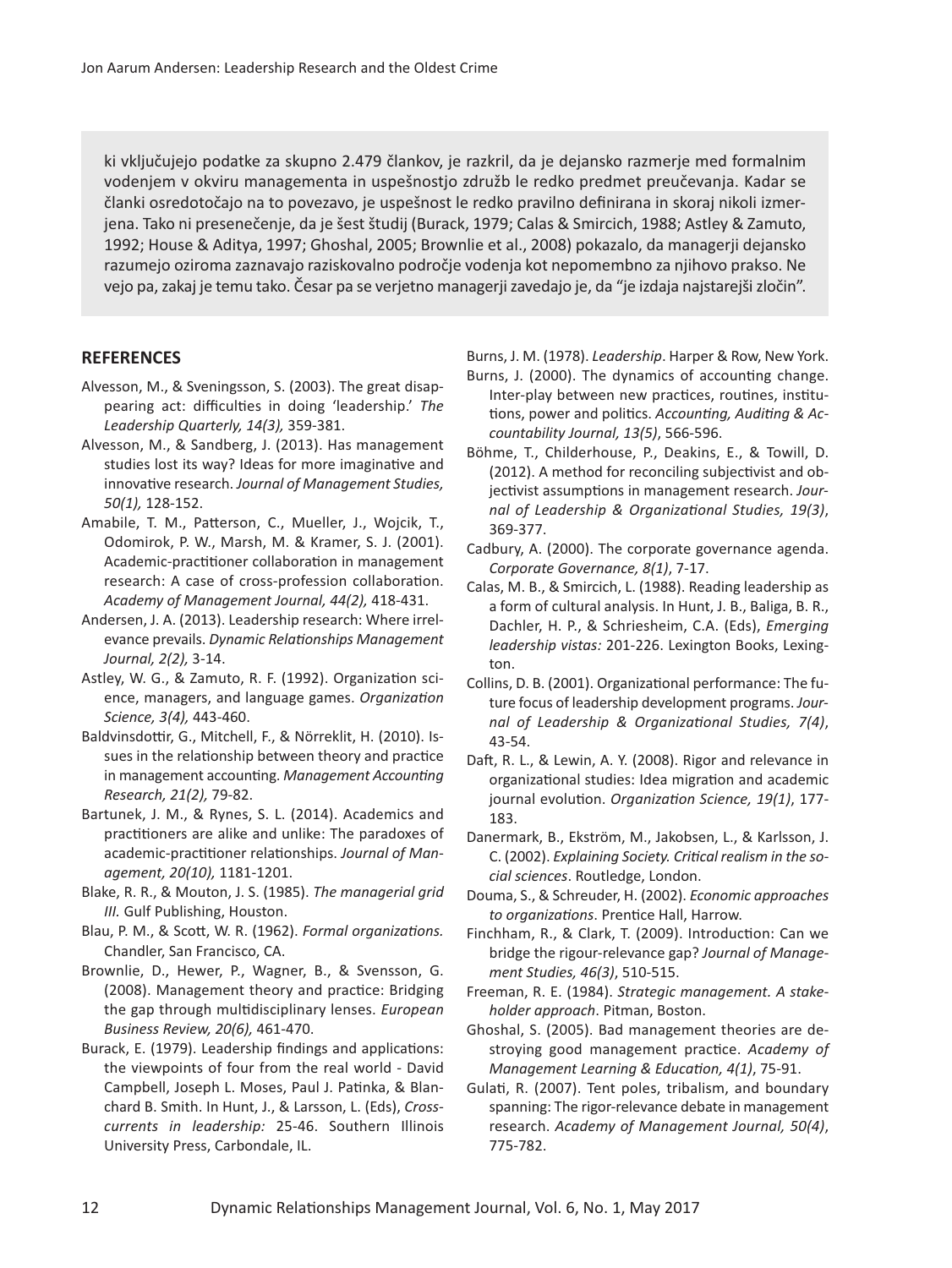ki vključujejo podatke za skupno 2.479 člankov, je razkril, da je dejansko razmerje med formalnim vodenjem v okviru managementa in uspešnostjo združb le redko predmet preučevanja. Kadar se članki osredotočajo na to povezavo, je uspešnost le redko pravilno definirana in skoraj nikoli izmerjena. Tako ni presenečenje, da je šest študij (Burack, 1979; Calas & Smircich, 1988; Astley & Zamuto, 1992; House & Aditya, 1997; Ghoshal, 2005; Brownlie et al., 2008) pokazalo, da managerji dejansko razumejo oziroma zaznavajo raziskovalno področje vodenja kot nepomembno za njihovo prakso. Ne vejo pa, zakaj je temu tako. Česar pa se verjetno managerji zavedajo je, da "je izdaja najstarejši zločin".

## REFERENCES

Alvesson, M., & Sveningsson, S. (2003). The great disappearing act: difficulties in doing 'leadership.' *The Leadership Quarterly, 14(3),* 359-381.

Alvesson, M., & Sandberg, J. (2013). Has management studies lost its way? Ideas for more imaginative and innovative research. *Journal of Management Studies, 50(1),* 128-152.

Amabile, T. M., Patterson, C., Mueller, J., Wojcik, T., Odomirok, P. W., Marsh, M. & Kramer, S. J. (2001). Academic-practitioner collaboration in management research: A case of cross-profession collaboration. *Academy of Management Journal, 44(2),* 418-431.

Andersen, J. A. (2013). Leadership research: Where irrelevance prevails. *Dynamic Relationships Management Journal, 2(2),* 3-14.

Astley, W. G., & Zamuto, R. F. (1992). Organization science, managers, and language games. *Organization Science, 3(4),* 443-460.

Baldvinsdottir, G., Mitchell, F., & Nörreklit, H. (2010). Issues in the relationship between theory and practice in management accounting. *Management Accounting Research, 21(2),* 79-82.

Bartunek, J. M., & Rynes, S. L. (2014). Academics and practitioners are alike and unlike: The paradoxes of academic-practitioner relationships. *Journal of Management, 20(10),* 1181-1201.

Blake, R. R., & Mouton, J. S. (1985). *The managerial grid III.* Gulf Publishing, Houston.

Blau, P. M., & Scott, W. R. (1962). *Formal organizations.* Chandler, San Francisco, CA.

Brownlie, D., Hewer, P., Wagner, B., & Svensson, G. (2008). Management theory and practice: Bridging the gap through multidisciplinary lenses. *European Business Review, 20(6),* 461-470.

Burack, E. (1979). Leadership findings and applications: the viewpoints of four from the real world - David Campbell, Joseph L. Moses, Paul J. Patinka, & Blanchard B. Smith. In Hunt, J., & Larsson, L. (Eds), *Crosscurrents in leadership:* 25-46. Southern Illinois University Press, Carbondale, IL.

Burns, J. M. (1978). *Leadership*. Harper & Row, New York.

Burns, J. (2000). The dynamics of accounting change. Inter-play between new practices, routines, institutions, power and politics. *Accounting, Auditing & Accountability Journal, 13(5)*, 566-596.

Böhme, T., Childerhouse, P., Deakins, E., & Towill, D. (2012). A method for reconciling subjectivist and objectivist assumptions in management research. *Journal of Leadership & Organizational Studies, 19(3)*, 369-377.

Cadbury, A. (2000). The corporate governance agenda. *Corporate Governance, 8(1)*, 7-17.

Calas, M. B., & Smircich, L. (1988). Reading leadership as a form of cultural analysis. In Hunt, J. B., Baliga, B. R., Dachler, H. P., & Schriesheim, C.A. (Eds), *Emerging leadership vistas:* 201-226. Lexington Books, Lexington.

Collins, D. B. (2001). Organizational performance: The future focus of leadership development programs. *Journal of Leadership & Organizational Studies, 7(4)*, 43-54.

Daft, R. L., & Lewin, A. Y. (2008). Rigor and relevance in organizational studies: Idea migration and academic journal evolution. *Organization Science, 19(1)*, 177-183.

Danermark, B., Ekström, M., Jakobsen, L., & Karlsson, J. C. (2002). *Explaining Society. Critical realism in the social sciences*. Routledge, London.

Douma, S., & Schreuder, H. (2002). *Economic approaches to organizations*. Prentice Hall, Harrow.

Finchham, R., & Clark, T. (2009). Introduction: Can we bridge the rigour-relevance gap? *Journal of Management Studies, 46(3)*, 510-515.

Freeman, R. E. (1984). *Strategic management. A stakeholder approach*. Pitman, Boston.

Ghoshal, S. (2005). Bad management theories are destroying good management practice. *Academy of Management Learning & Education, 4(1)*, 75-91.

Gulati, R. (2007). Tent poles, tribalism, and boundary spanning: The rigor-relevance debate in management research. *Academy of Management Journal, 50(4)*, 775-782.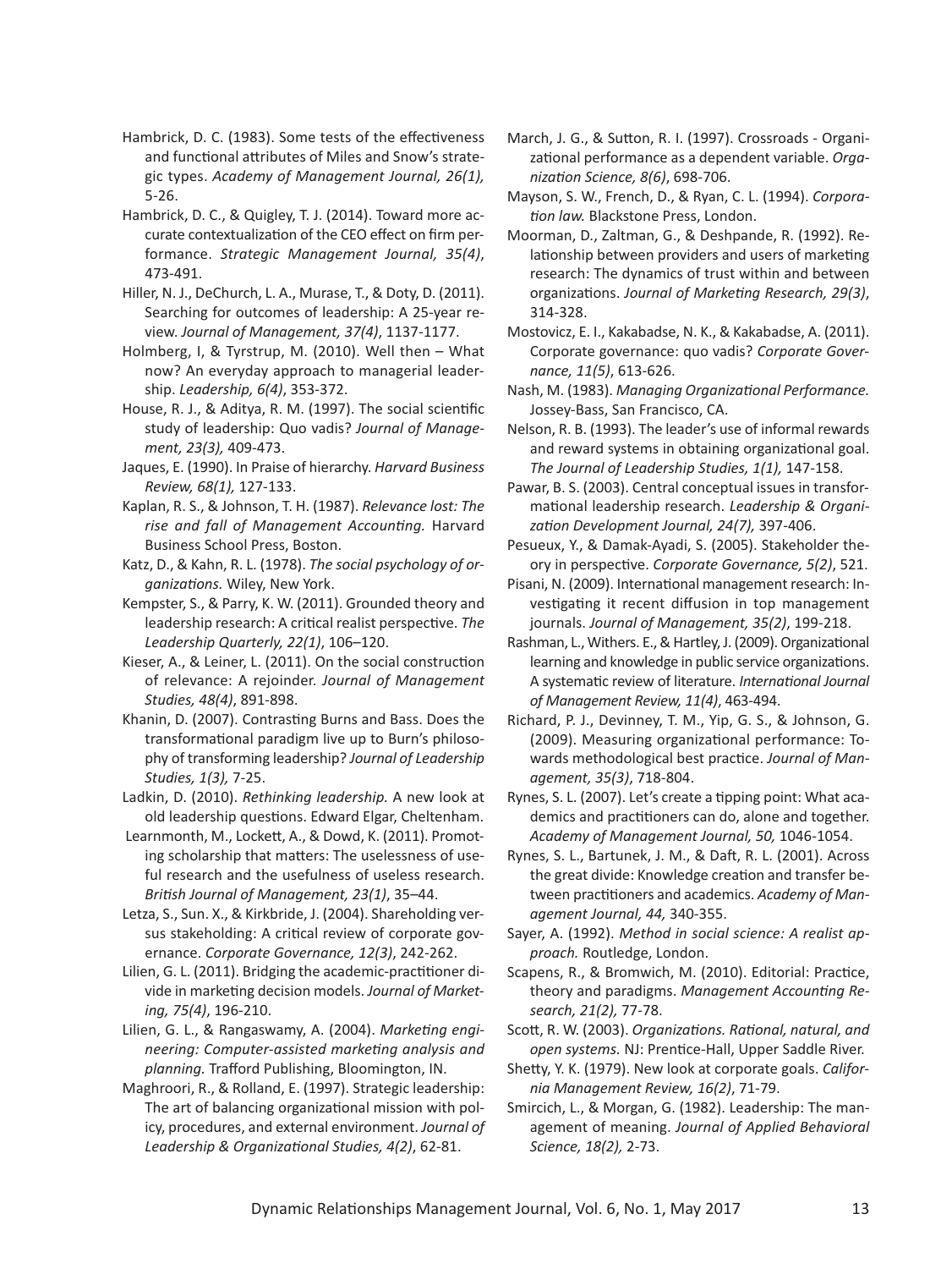Hambrick, D. C. (1983). Some tests of the effectiveness and functional attributes of Miles and Snow's strategic types. *Academy of Management Journal, 26(1),* 5-26.

Hambrick, D. C., & Quigley, T. J. (2014). Toward more accurate contextualization of the CEO effect on firm performance. *Strategic Management Journal, 35(4)*, 473-491.

Hiller, N. J., DeChurch, L. A., Murase, T., & Doty, D. (2011). Searching for outcomes of leadership: A 25-year review. *Journal of Management, 37(4)*, 1137-1177.

Holmberg, I, & Tyrstrup, M. (2010). Well then – What now? An everyday approach to managerial leadership. *Leadership, 6(4)*, 353-372.

House, R. J., & Aditya, R. M. (1997). The social scientific study of leadership: Quo vadis? *Journal of Management, 23(3),* 409-473.

Jaques, E. (1990). In Praise of hierarchy. *Harvard Business Review, 68(1),* 127-133.

Kaplan, R. S., & Johnson, T. H. (1987). *Relevance lost: The rise and fall of Management Accounting.* Harvard Business School Press, Boston.

Katz, D., & Kahn, R. L. (1978). *The social psychology of organizations.* Wiley, New York.

Kempster, S., & Parry, K. W. (2011). Grounded theory and leadership research: A critical realist perspective. *The Leadership Quarterly, 22(1)*, 106–120.

Kieser, A., & Leiner, L. (2011). On the social construction of relevance: A rejoinder. *Journal of Management Studies, 48(4)*, 891-898.

Khanin, D. (2007). Contrasting Burns and Bass. Does the transformational paradigm live up to Burn's philosophy of transforming leadership? *Journal of Leadership Studies, 1(3),* 7-25.

Ladkin, D. (2010). *Rethinking leadership.* A new look at old leadership questions. Edward Elgar, Cheltenham.

Learnmonth, M., Lockett, A., & Dowd, K. (2011). Promoting scholarship that matters: The uselessness of useful research and the usefulness of useless research. *British Journal of Management, 23(1)*, 35–44.

Letza, S., Sun. X., & Kirkbride, J. (2004). Shareholding versus stakeholding: A critical review of corporate governance. *Corporate Governance, 12(3)*, 242-262.

Lilien, G. L. (2011). Bridging the academic-practitioner divide in marketing decision models. *Journal of Marketing, 75(4)*, 196-210.

Lilien, G. L., & Rangaswamy, A. (2004). *Marketing engineering: Computer-assisted marketing analysis and planning.* Trafford Publishing, Bloomington, IN.

Maghroori, R., & Rolland, E. (1997). Strategic leadership: The art of balancing organizational mission with policy, procedures, and external environment. *Journal of Leadership & Organizational Studies, 4(2)*, 62-81.

March, J. G., & Sutton, R. I. (1997). Crossroads - Organizational performance as a dependent variable. *Organization Science, 8(6)*, 698-706.

Mayson, S. W., French, D., & Ryan, C. L. (1994). *Corporation law.* Blackstone Press, London.

Moorman, D., Zaltman, G., & Deshpande, R. (1992). Relationship between providers and users of marketing research: The dynamics of trust within and between organizations. *Journal of Marketing Research, 29(3)*, 314-328.

Mostovicz, E. I., Kakabadse, N. K., & Kakabadse, A. (2011). Corporate governance: quo vadis? *Corporate Governance, 11(5)*, 613-626.

Nash, M. (1983). *Managing Organizational Performance.* Jossey-Bass, San Francisco, CA.

Nelson, R. B. (1993). The leader's use of informal rewards and reward systems in obtaining organizational goal. *The Journal of Leadership Studies, 1(1),* 147-158.

Pawar, B. S. (2003). Central conceptual issues in transformational leadership research. *Leadership & Organization Development Journal, 24(7),* 397-406.

Pesueux, Y., & Damak-Ayadi, S. (2005). Stakeholder theory in perspective. *Corporate Governance, 5(2)*, 521.

Pisani, N. (2009). International management research: Investigating it recent diffusion in top management journals. *Journal of Management, 35(2)*, 199-218.

Rashman, L., Withers. E., & Hartley, J. (2009). Organizational learning and knowledge in public service organizations. A systematic review of literature. *International Journal of Management Review, 11(4)*, 463-494.

Richard, P. J., Devinney, T. M., Yip, G. S., & Johnson, G. (2009). Measuring organizational performance: Towards methodological best practice. *Journal of Management, 35(3)*, 718-804.

Rynes, S. L. (2007). Let's create a tipping point: What academics and practitioners can do, alone and together. *Academy of Management Journal, 50,* 1046-1054.

Rynes, S. L., Bartunek, J. M., & Daft, R. L. (2001). Across the great divide: Knowledge creation and transfer between practitioners and academics. *Academy of Management Journal, 44,* 340-355.

Sayer, A. (1992). *Method in social science: A realist approach.* Routledge, London.

Scapens, R., & Bromwich, M. (2010). Editorial: Practice, theory and paradigms. *Management Accounting Research, 21(2),* 77-78.

Scott, R. W. (2003). *Organizations. Rational, natural, and open systems.* NJ: Prentice-Hall, Upper Saddle River.

Shetty, Y. K. (1979). New look at corporate goals. *California Management Review, 16(2)*, 71-79.

Smircich, L., & Morgan, G. (1982). Leadership: The management of meaning. *Journal of Applied Behavioral Science, 18(2),* 2-73.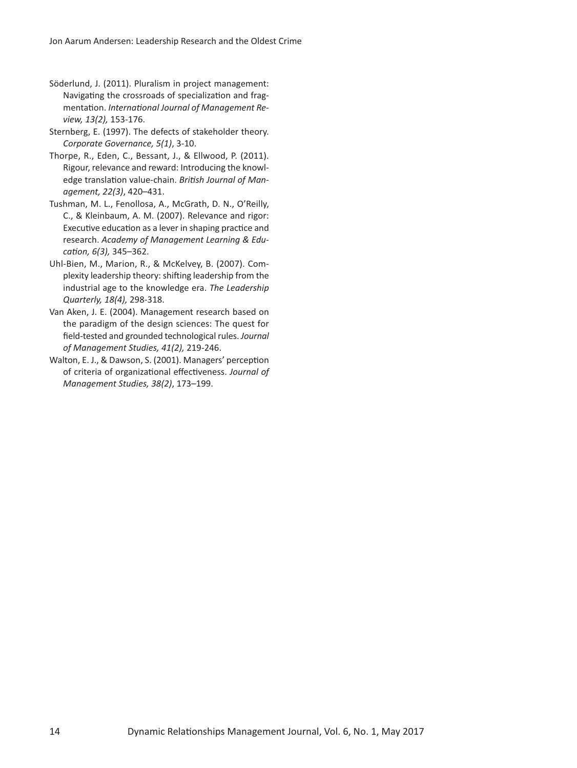Söderlund, J. (2011). Pluralism in project management: Navigating the crossroads of specialization and fragmentation. *International Journal of Management Review, 13(2),* 153-176.

Sternberg, E. (1997). The defects of stakeholder theory. *Corporate Governance, 5(1)*, 3-10.

Thorpe, R., Eden, C., Bessant, J., & Ellwood, P. (2011). Rigour, relevance and reward: Introducing the knowledge translation value-chain. *British Journal of Management, 22(3)*, 420–431.

Tushman, M. L., Fenollosa, A., McGrath, D. N., O'Reilly, C., & Kleinbaum, A. M. (2007). Relevance and rigor: Executive education as a lever in shaping practice and research. *Academy of Management Learning & Education, 6(3),* 345–362.

Uhl-Bien, M., Marion, R., & McKelvey, B. (2007). Complexity leadership theory: shifting leadership from the industrial age to the knowledge era. *The Leadership Quarterly, 18(4),* 298-318.

Van Aken, J. E. (2004). Management research based on the paradigm of the design sciences: The quest for field-tested and grounded technological rules. *Journal of Management Studies, 41(2),* 219-246.

Walton, E. J., & Dawson, S. (2001). Managers' perception of criteria of organizational effectiveness. *Journal of Management Studies, 38(2)*, 173–199.